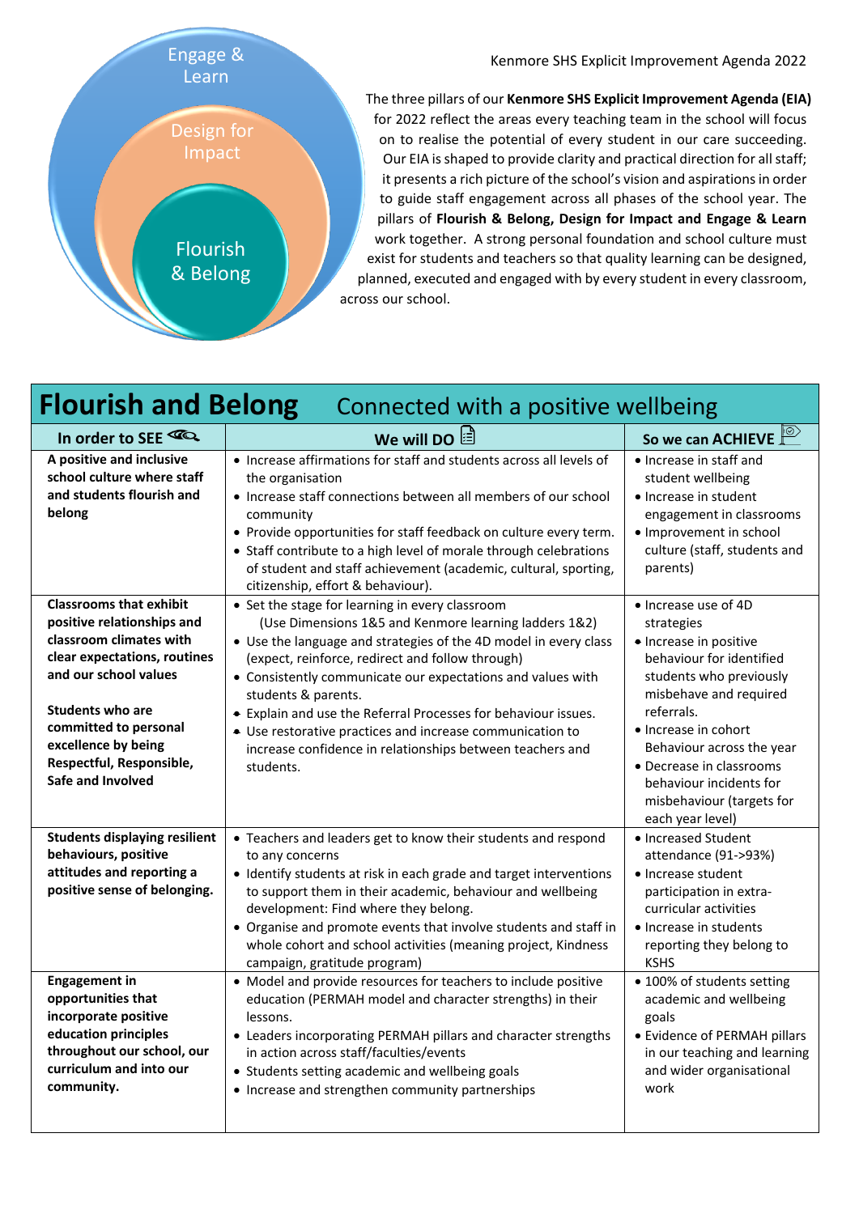Engage & Learn

Design for Impact

Flourish & Belong

Kenmore SHS Explicit Improvement Agenda 2022

The three pillars of our **Kenmore SHS Explicit Improvement Agenda (EIA)** for 2022 reflect the areas every teaching team in the school will focus on to realise the potential of every student in our care succeeding. Our EIA is shaped to provide clarity and practical direction for all staff; it presents a rich picture of the school's vision and aspirations in order to guide staff engagement across all phases of the school year. The pillars of **Flourish & Belong, Design for Impact and Engage & Learn** work together. A strong personal foundation and school culture must exist for students and teachers so that quality learning can be designed, planned, executed and engaged with by every student in every classroom, across our school.

## Flourish and Belong — Connected with a positive wellbeing

| In order to SEE | We will DO | So we can ACHIEVE |
|---|---|---|
| **A positive and inclusive school culture where staff and students flourish and belong** | • Increase affirmations for staff and students across all levels of the organisation<br>• Increase staff connections between all members of our school community<br>• Provide opportunities for staff feedback on culture every term.<br>• Staff contribute to a high level of morale through celebrations of student and staff achievement (academic, cultural, sporting, citizenship, effort & behaviour). | • Increase in staff and student wellbeing<br>• Increase in student engagement in classrooms<br>• Improvement in school culture (staff, students and parents) |
| **Classrooms that exhibit positive relationships and classroom climates with clear expectations, routines and our school values**<br><br>**Students who are committed to personal excellence by being Respectful, Responsible, Safe and Involved** | • Set the stage for learning in every classroom (Use Dimensions 1&5 and Kenmore learning ladders 1&2)<br>• Use the language and strategies of the 4D model in every class (expect, reinforce, redirect and follow through)<br>• Consistently communicate our expectations and values with students & parents.<br>• Explain and use the Referral Processes for behaviour issues.<br>• Use restorative practices and increase communication to increase confidence in relationships between teachers and students. | • Increase use of 4D strategies<br>• Increase in positive behaviour for identified students who previously misbehave and required referrals.<br>• Increase in cohort Behaviour across the year<br>• Decrease in classrooms behaviour incidents for misbehaviour (targets for each year level) |
| **Students displaying resilient behaviours, positive attitudes and reporting a positive sense of belonging.** | • Teachers and leaders get to know their students and respond to any concerns<br>• Identify students at risk in each grade and target interventions to support them in their academic, behaviour and wellbeing development: Find where they belong.<br>• Organise and promote events that involve students and staff in whole cohort and school activities (meaning project, Kindness campaign, gratitude program) | • Increased Student attendance (91->93%)<br>• Increase student participation in extra-curricular activities<br>• Increase in students reporting they belong to KSHS |
| **Engagement in opportunities that incorporate positive education principles throughout our school, our curriculum and into our community.** | • Model and provide resources for teachers to include positive education (PERMAH model and character strengths) in their lessons.<br>• Leaders incorporating PERMAH pillars and character strengths in action across staff/faculties/events<br>• Students setting academic and wellbeing goals<br>• Increase and strengthen community partnerships | • 100% of students setting academic and wellbeing goals<br>• Evidence of PERMAH pillars in our teaching and learning and wider organisational work |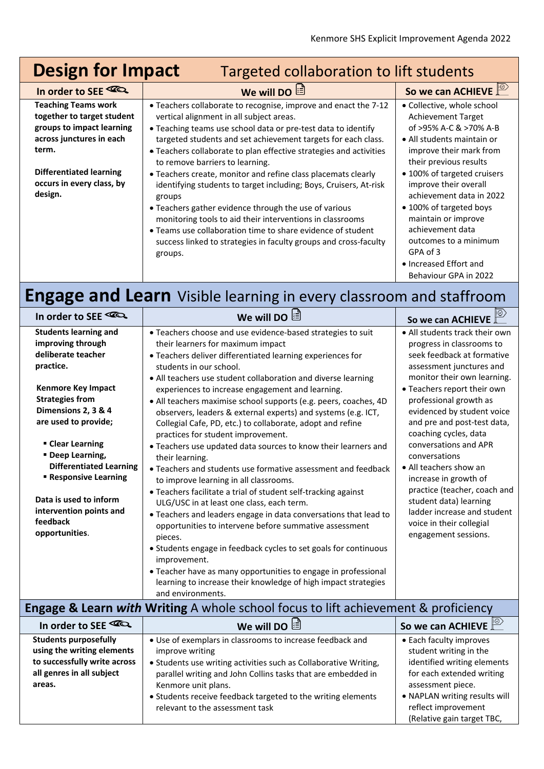## Design for Impact — Targeted collaboration to lift students

| In order to SEE | We will DO | So we can ACHIEVE |
|---|---|---|
| **Teaching Teams work together to target student groups to impact learning across junctures in each term.**<br><br>**Differentiated learning occurs in every class, by design.** | • Teachers collaborate to recognise, improve and enact the 7-12 vertical alignment in all subject areas.<br>• Teaching teams use school data or pre-test data to identify targeted students and set achievement targets for each class.<br>• Teachers collaborate to plan effective strategies and activities to remove barriers to learning.<br>• Teachers create, monitor and refine class placemats clearly identifying students to target including; Boys, Cruisers, At-risk groups<br>• Teachers gather evidence through the use of various monitoring tools to aid their interventions in classrooms<br>• Teams use collaboration time to share evidence of student success linked to strategies in faculty groups and cross-faculty groups. | • Collective, whole school Achievement Target of >95% A-C & >70% A-B<br>• All students maintain or improve their mark from their previous results<br>• 100% of targeted cruisers improve their overall achievement data in 2022<br>• 100% of targeted boys maintain or improve achievement data outcomes to a minimum GPA of 3<br>• Increased Effort and Behaviour GPA in 2022 |

## Engage and Learn — Visible learning in every classroom and staffroom

| In order to SEE | We will DO | So we can ACHIEVE |
|---|---|---|
| **Students learning and improving through deliberate teacher practice.**<br><br>**Kenmore Key Impact Strategies from Dimensions 2, 3 & 4 are used to provide;**<br>▪ **Clear Learning**<br>▪ **Deep Learning, Differentiated Learning**<br>▪ **Responsive Learning**<br><br>**Data is used to inform intervention points and feedback opportunities.** | • Teachers choose and use evidence-based strategies to suit their learners for maximum impact<br>• Teachers deliver differentiated learning experiences for students in our school.<br>• All teachers use student collaboration and diverse learning experiences to increase engagement and learning.<br>• All teachers maximise school supports (e.g. peers, coaches, 4D observers, leaders & external experts) and systems (e.g. ICT, Collegial Cafe, PD, etc.) to collaborate, adopt and refine practices for student improvement.<br>• Teachers use updated data sources to know their learners and their learning.<br>• Teachers and students use formative assessment and feedback to improve learning in all classrooms.<br>• Teachers facilitate a trial of student self-tracking against ULG/USC in at least one class, each term.<br>• Teachers and leaders engage in data conversations that lead to opportunities to intervene before summative assessment pieces.<br>• Students engage in feedback cycles to set goals for continuous improvement.<br>• Teacher have as many opportunities to engage in professional learning to increase their knowledge of high impact strategies and environments. | • All students track their own progress in classrooms to seek feedback at formative assessment junctures and monitor their own learning.<br>• Teachers report their own professional growth as evidenced by student voice and pre and post-test data, coaching cycles, data conversations and APR conversations<br>• All teachers show an increase in growth of practice (teacher, coach and student data) learning ladder increase and student voice in their collegial engagement sessions. |

## Engage & Learn *with* Writing — A whole school focus to lift achievement & proficiency

| In order to SEE | We will DO | So we can ACHIEVE |
|---|---|---|
| **Students purposefully using the writing elements to successfully write across all genres in all subject areas.** | • Use of exemplars in classrooms to increase feedback and improve writing<br>• Students use writing activities such as Collaborative Writing, parallel writing and John Collins tasks that are embedded in Kenmore unit plans.<br>• Students receive feedback targeted to the writing elements relevant to the assessment task | • Each faculty improves student writing in the identified writing elements for each extended writing assessment piece.<br>• NAPLAN writing results will reflect improvement (Relative gain target TBC, |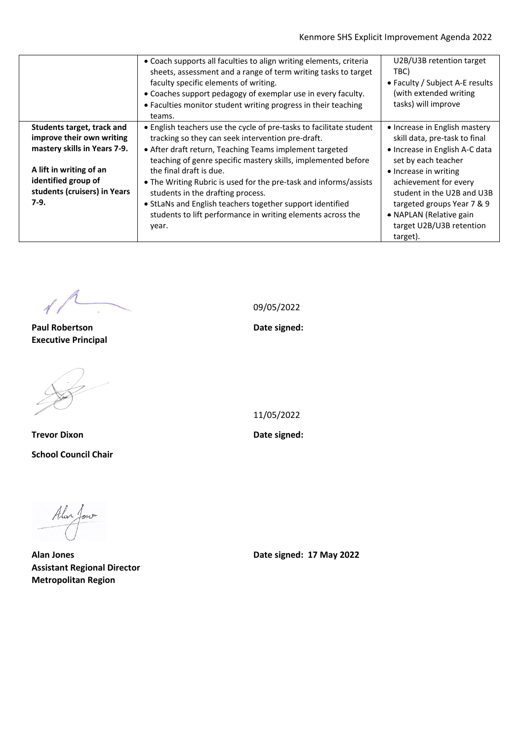| | | |
|---|---|---|
| | • Coach supports all faculties to align writing elements, criteria sheets, assessment and a range of term writing tasks to target faculty specific elements of writing.<br>• Coaches support pedagogy of exemplar use in every faculty.<br>• Faculties monitor student writing progress in their teaching teams. | U2B/U3B retention target TBC)<br>• Faculty / Subject A-E results (with extended writing tasks) will improve |
| **Students target, track and improve their own writing mastery skills in Years 7-9.**<br><br>**A lift in writing of an identified group of students (cruisers) in Years 7-9.** | • English teachers use the cycle of pre-tasks to facilitate student tracking so they can seek intervention pre-draft.<br>• After draft return, Teaching Teams implement targeted teaching of genre specific mastery skills, implemented before the final draft is due.<br>• The Writing Rubric is used for the pre-task and informs/assists students in the drafting process.<br>• StLaNs and English teachers together support identified students to lift performance in writing elements across the year. | • Increase in English mastery skill data, pre-task to final<br>• Increase in English A-C data set by each teacher<br>• Increase in writing achievement for every student in the U2B and U3B targeted groups Year 7 & 9<br>• NAPLAN (Relative gain target U2B/U3B retention target). |

**Paul Robertson**
**Executive Principal**

09/05/2022
**Date signed:**

**Trevor Dixon**
**School Council Chair**

11/05/2022
**Date signed:**

**Alan Jones**
**Assistant Regional Director**
**Metropolitan Region**

**Date signed: 17 May 2022**